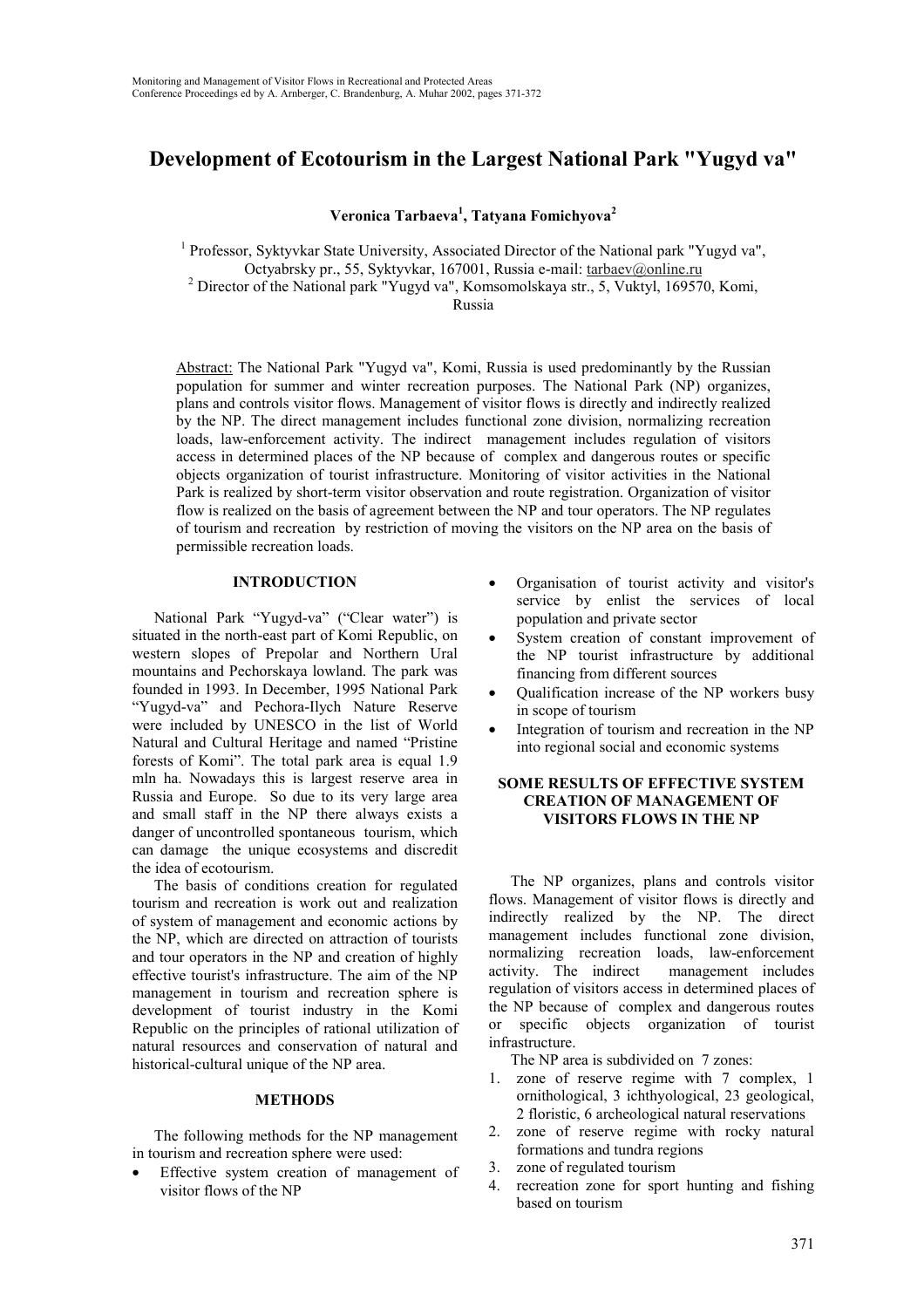# Development of Ecotourism in the Largest National Park "Yugyd va"

**Veronica Tarbaeva[1], Tatyana Fomichyova[2]**

[1] Professor, Syktyvkar State University, Associated Director of the National park "Yugyd va", Octyabrsky pr., 55, Syktyvkar, 167001, Russia e-mail: tarbaev@online.ru
[2] Director of the National park "Yugyd va", Komsomolskaya str., 5, Vuktyl, 169570, Komi, Russia

Abstract: The National Park "Yugyd va", Komi, Russia is used predominantly by the Russian population for summer and winter recreation purposes. The National Park (NP) organizes, plans and controls visitor flows. Management of visitor flows is directly and indirectly realized by the NP. The direct management includes functional zone division, normalizing recreation loads, law-enforcement activity. The indirect management includes regulation of visitors access in determined places of the NP because of complex and dangerous routes or specific objects organization of tourist infrastructure. Monitoring of visitor activities in the National Park is realized by short-term visitor observation and route registration. Organization of visitor flow is realized on the basis of agreement between the NP and tour operators. The NP regulates of tourism and recreation by restriction of moving the visitors on the NP area on the basis of permissible recreation loads.

## INTRODUCTION

National Park "Yugyd-va" ("Clear water") is situated in the north-east part of Komi Republic, on western slopes of Prepolar and Northern Ural mountains and Pechorskaya lowland. The park was founded in 1993. In December, 1995 National Park "Yugyd-va" and Pechora-Ilych Nature Reserve were included by UNESCO in the list of World Natural and Cultural Heritage and named "Pristine forests of Komi". The total park area is equal 1.9 mln ha. Nowadays this is largest reserve area in Russia and Europe. So due to its very large area and small staff in the NP there always exists a danger of uncontrolled spontaneous tourism, which can damage the unique ecosystems and discredit the idea of ecotourism.

The basis of conditions creation for regulated tourism and recreation is work out and realization of system of management and economic actions by the NP, which are directed on attraction of tourists and tour operators in the NP and creation of highly effective tourist's infrastructure. The aim of the NP management in tourism and recreation sphere is development of tourist industry in the Komi Republic on the principles of rational utilization of natural resources and conservation of natural and historical-cultural unique of the NP area.

## METHODS

The following methods for the NP management in tourism and recreation sphere were used:

- Effective system creation of management of visitor flows of the NP
- Organisation of tourist activity and visitor's service by enlist the services of local population and private sector
- System creation of constant improvement of the NP tourist infrastructure by additional financing from different sources
- Qualification increase of the NP workers busy in scope of tourism
- Integration of tourism and recreation in the NP into regional social and economic systems

## SOME RESULTS OF EFFECTIVE SYSTEM CREATION OF MANAGEMENT OF VISITORS FLOWS IN THE NP

The NP organizes, plans and controls visitor flows. Management of visitor flows is directly and indirectly realized by the NP. The direct management includes functional zone division, normalizing recreation loads, law-enforcement activity. The indirect management includes regulation of visitors access in determined places of the NP because of complex and dangerous routes or specific objects organization of tourist infrastructure.

The NP area is subdivided on 7 zones:

1. zone of reserve regime with 7 complex, 1 ornithological, 3 ichthyological, 23 geological, 2 floristic, 6 archeological natural reservations
2. zone of reserve regime with rocky natural formations and tundra regions
3. zone of regulated tourism
4. recreation zone for sport hunting and fishing based on tourism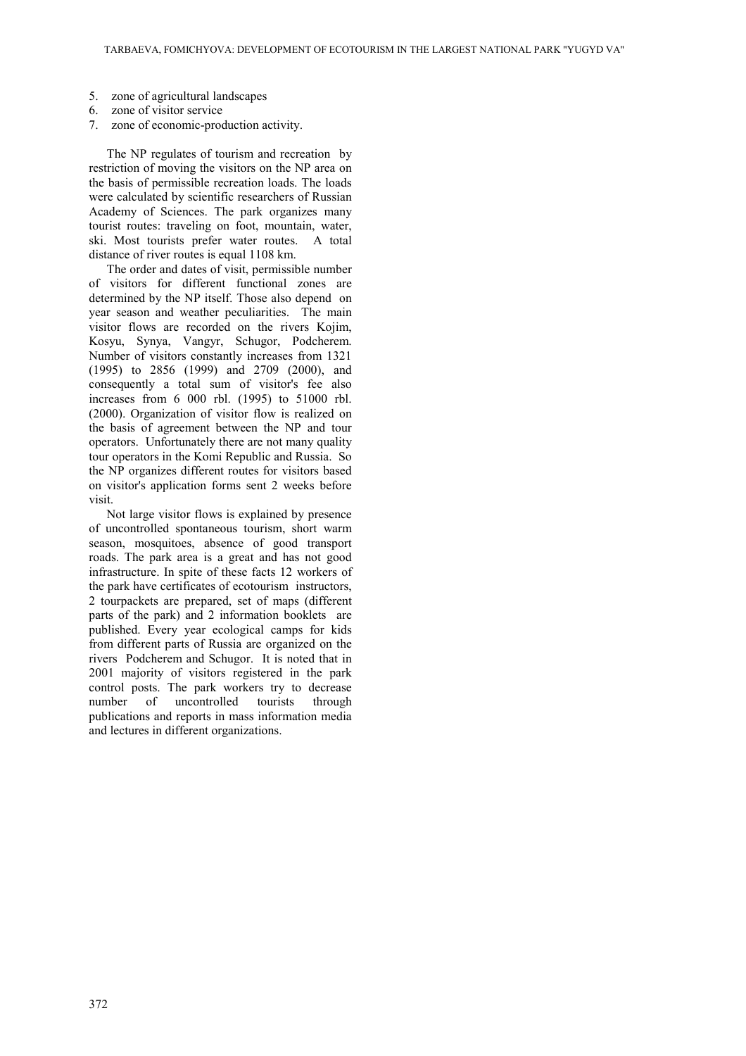5. zone of agricultural landscapes
6. zone of visitor service
7. zone of economic-production activity.

The NP regulates of tourism and recreation by restriction of moving the visitors on the NP area on the basis of permissible recreation loads. The loads were calculated by scientific researchers of Russian Academy of Sciences. The park organizes many tourist routes: traveling on foot, mountain, water, ski. Most tourists prefer water routes. A total distance of river routes is equal 1108 km.

The order and dates of visit, permissible number of visitors for different functional zones are determined by the NP itself. Those also depend on year season and weather peculiarities. The main visitor flows are recorded on the rivers Kojim, Kosyu, Synya, Vangyr, Schugor, Podcherem. Number of visitors constantly increases from 1321 (1995) to 2856 (1999) and 2709 (2000), and consequently a total sum of visitor's fee also increases from 6 000 rbl. (1995) to 51000 rbl. (2000). Organization of visitor flow is realized on the basis of agreement between the NP and tour operators. Unfortunately there are not many quality tour operators in the Komi Republic and Russia. So the NP organizes different routes for visitors based on visitor's application forms sent 2 weeks before visit.

Not large visitor flows is explained by presence of uncontrolled spontaneous tourism, short warm season, mosquitoes, absence of good transport roads. The park area is a great and has not good infrastructure. In spite of these facts 12 workers of the park have certificates of ecotourism instructors, 2 tourpackets are prepared, set of maps (different parts of the park) and 2 information booklets are published. Every year ecological camps for kids from different parts of Russia are organized on the rivers Podcherem and Schugor. It is noted that in 2001 majority of visitors registered in the park control posts. The park workers try to decrease number of uncontrolled tourists through publications and reports in mass information media and lectures in different organizations.